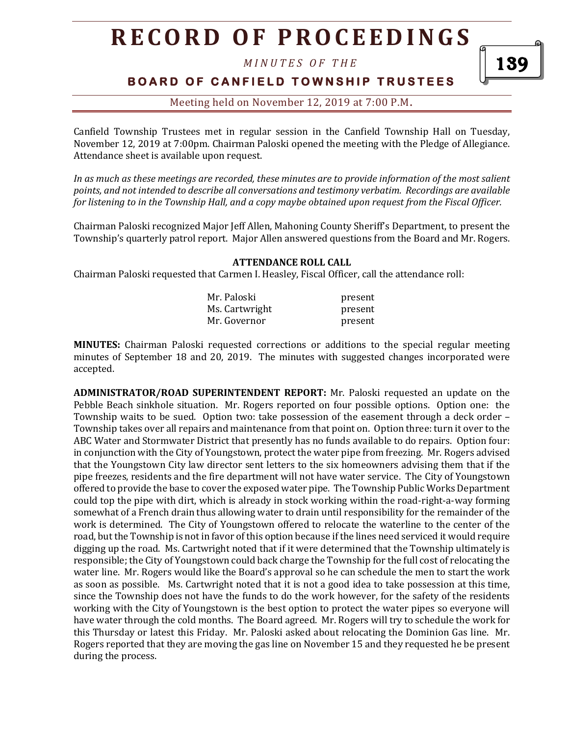# RECORD OF PROCEEDINGS

*MINUTES OF THE*

## BOARD OF CANFIELD TOWNSHIP TRUSTEES

Meeting held on November 12, 2019 at 7:00 P.M.

Canfield Township Trustees met in regular session in the Canfield Township Hall on Tuesday, November 12, 2019 at 7:00pm. Chairman Paloski opened the meeting with the Pledge of Allegiance. Attendance sheet is available upon request.

*In as much as these meetings are recorded, these minutes are to provide information of the most salient points, and not intended to describe all conversations and testimony verbatim. Recordings are available for listening to in the Township Hall, and a copy maybe obtained upon request from the Fiscal Officer.*

Chairman Paloski recognized Major Jeff Allen, Mahoning County Sheriff's Department, to present the Township's quarterly patrol report. Major Allen answered questions from the Board and Mr. Rogers.

**ATTENDANCE ROLL CALL**

Chairman Paloski requested that Carmen I. Heasley, Fiscal Officer, call the attendance roll:

| | |
|---|---|
| Mr. Paloski | present |
| Ms. Cartwright | present |
| Mr. Governor | present |

**MINUTES:** Chairman Paloski requested corrections or additions to the special regular meeting minutes of September 18 and 20, 2019. The minutes with suggested changes incorporated were accepted.

**ADMINISTRATOR/ROAD SUPERINTENDENT REPORT:** Mr. Paloski requested an update on the Pebble Beach sinkhole situation. Mr. Rogers reported on four possible options. Option one: the Township waits to be sued. Option two: take possession of the easement through a deck order – Township takes over all repairs and maintenance from that point on. Option three: turn it over to the ABC Water and Stormwater District that presently has no funds available to do repairs. Option four: in conjunction with the City of Youngstown, protect the water pipe from freezing. Mr. Rogers advised that the Youngstown City law director sent letters to the six homeowners advising them that if the pipe freezes, residents and the fire department will not have water service. The City of Youngstown offered to provide the base to cover the exposed water pipe. The Township Public Works Department could top the pipe with dirt, which is already in stock working within the road-right-a-way forming somewhat of a French drain thus allowing water to drain until responsibility for the remainder of the work is determined. The City of Youngstown offered to relocate the waterline to the center of the road, but the Township is not in favor of this option because if the lines need serviced it would require digging up the road. Ms. Cartwright noted that if it were determined that the Township ultimately is responsible; the City of Youngstown could back charge the Township for the full cost of relocating the water line. Mr. Rogers would like the Board's approval so he can schedule the men to start the work as soon as possible. Ms. Cartwright noted that it is not a good idea to take possession at this time, since the Township does not have the funds to do the work however, for the safety of the residents working with the City of Youngstown is the best option to protect the water pipes so everyone will have water through the cold months. The Board agreed. Mr. Rogers will try to schedule the work for this Thursday or latest this Friday. Mr. Paloski asked about relocating the Dominion Gas line. Mr. Rogers reported that they are moving the gas line on November 15 and they requested he be present during the process.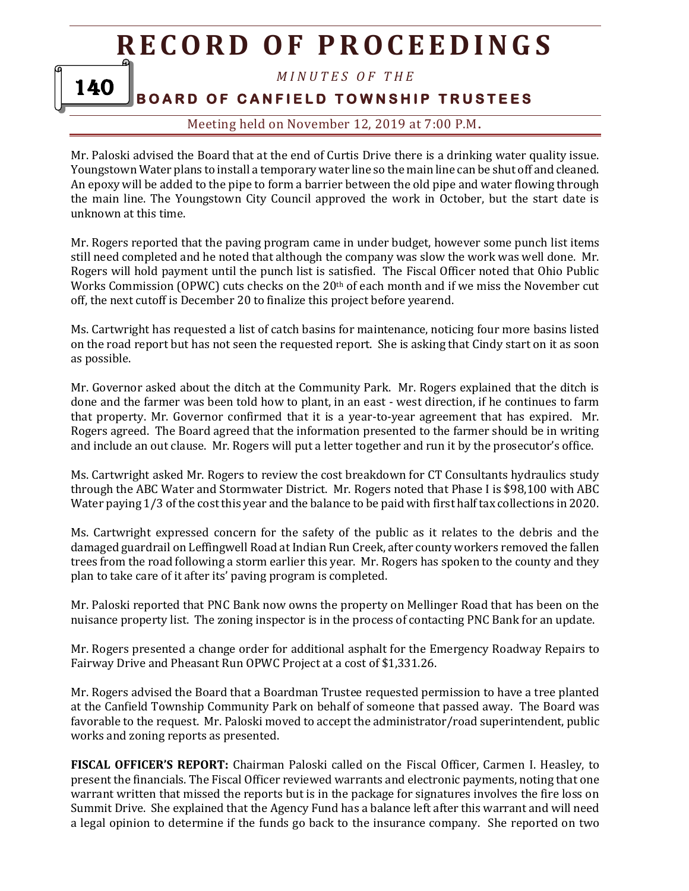Mr. Paloski advised the Board that at the end of Curtis Drive there is a drinking water quality issue. Youngstown Water plans to install a temporary water line so the main line can be shut off and cleaned. An epoxy will be added to the pipe to form a barrier between the old pipe and water flowing through the main line. The Youngstown City Council approved the work in October, but the start date is unknown at this time.

Mr. Rogers reported that the paving program came in under budget, however some punch list items still need completed and he noted that although the company was slow the work was well done. Mr. Rogers will hold payment until the punch list is satisfied. The Fiscal Officer noted that Ohio Public Works Commission (OPWC) cuts checks on the 20th of each month and if we miss the November cut off, the next cutoff is December 20 to finalize this project before yearend.

Ms. Cartwright has requested a list of catch basins for maintenance, noticing four more basins listed on the road report but has not seen the requested report. She is asking that Cindy start on it as soon as possible.

Mr. Governor asked about the ditch at the Community Park. Mr. Rogers explained that the ditch is done and the farmer was been told how to plant, in an east - west direction, if he continues to farm that property. Mr. Governor confirmed that it is a year-to-year agreement that has expired. Mr. Rogers agreed. The Board agreed that the information presented to the farmer should be in writing and include an out clause. Mr. Rogers will put a letter together and run it by the prosecutor's office.

Ms. Cartwright asked Mr. Rogers to review the cost breakdown for CT Consultants hydraulics study through the ABC Water and Stormwater District. Mr. Rogers noted that Phase I is $98,100 with ABC Water paying 1/3 of the cost this year and the balance to be paid with first half tax collections in 2020.

Ms. Cartwright expressed concern for the safety of the public as it relates to the debris and the damaged guardrail on Leffingwell Road at Indian Run Creek, after county workers removed the fallen trees from the road following a storm earlier this year. Mr. Rogers has spoken to the county and they plan to take care of it after its' paving program is completed.

Mr. Paloski reported that PNC Bank now owns the property on Mellinger Road that has been on the nuisance property list. The zoning inspector is in the process of contacting PNC Bank for an update.

Mr. Rogers presented a change order for additional asphalt for the Emergency Roadway Repairs to Fairway Drive and Pheasant Run OPWC Project at a cost of $1,331.26.

Mr. Rogers advised the Board that a Boardman Trustee requested permission to have a tree planted at the Canfield Township Community Park on behalf of someone that passed away. The Board was favorable to the request. Mr. Paloski moved to accept the administrator/road superintendent, public works and zoning reports as presented.

**FISCAL OFFICER'S REPORT:** Chairman Paloski called on the Fiscal Officer, Carmen I. Heasley, to present the financials. The Fiscal Officer reviewed warrants and electronic payments, noting that one warrant written that missed the reports but is in the package for signatures involves the fire loss on Summit Drive. She explained that the Agency Fund has a balance left after this warrant and will need a legal opinion to determine if the funds go back to the insurance company. She reported on two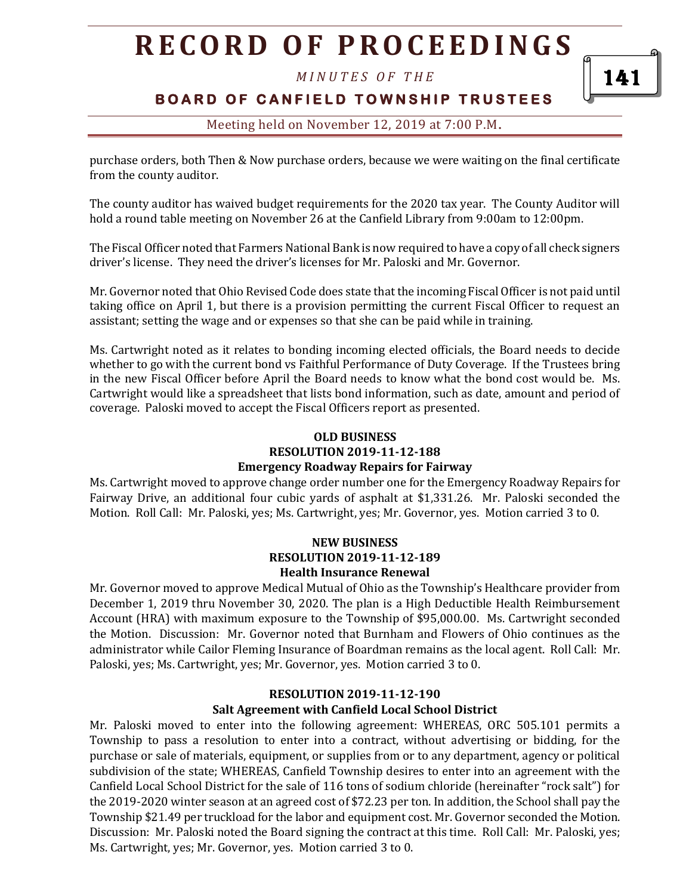purchase orders, both Then & Now purchase orders, because we were waiting on the final certificate from the county auditor.

The county auditor has waived budget requirements for the 2020 tax year. The County Auditor will hold a round table meeting on November 26 at the Canfield Library from 9:00am to 12:00pm.

The Fiscal Officer noted that Farmers National Bank is now required to have a copy of all check signers driver's license. They need the driver's licenses for Mr. Paloski and Mr. Governor.

Mr. Governor noted that Ohio Revised Code does state that the incoming Fiscal Officer is not paid until taking office on April 1, but there is a provision permitting the current Fiscal Officer to request an assistant; setting the wage and or expenses so that she can be paid while in training.

Ms. Cartwright noted as it relates to bonding incoming elected officials, the Board needs to decide whether to go with the current bond vs Faithful Performance of Duty Coverage. If the Trustees bring in the new Fiscal Officer before April the Board needs to know what the bond cost would be. Ms. Cartwright would like a spreadsheet that lists bond information, such as date, amount and period of coverage. Paloski moved to accept the Fiscal Officers report as presented.

**OLD BUSINESS**
**RESOLUTION 2019-11-12-188**
**Emergency Roadway Repairs for Fairway**

Ms. Cartwright moved to approve change order number one for the Emergency Roadway Repairs for Fairway Drive, an additional four cubic yards of asphalt at $1,331.26. Mr. Paloski seconded the Motion. Roll Call: Mr. Paloski, yes; Ms. Cartwright, yes; Mr. Governor, yes. Motion carried 3 to 0.

**NEW BUSINESS**
**RESOLUTION 2019-11-12-189**
**Health Insurance Renewal**

Mr. Governor moved to approve Medical Mutual of Ohio as the Township's Healthcare provider from December 1, 2019 thru November 30, 2020. The plan is a High Deductible Health Reimbursement Account (HRA) with maximum exposure to the Township of $95,000.00. Ms. Cartwright seconded the Motion. Discussion: Mr. Governor noted that Burnham and Flowers of Ohio continues as the administrator while Cailor Fleming Insurance of Boardman remains as the local agent. Roll Call: Mr. Paloski, yes; Ms. Cartwright, yes; Mr. Governor, yes. Motion carried 3 to 0.

**RESOLUTION 2019-11-12-190**
**Salt Agreement with Canfield Local School District**

Mr. Paloski moved to enter into the following agreement: WHEREAS, ORC 505.101 permits a Township to pass a resolution to enter into a contract, without advertising or bidding, for the purchase or sale of materials, equipment, or supplies from or to any department, agency or political subdivision of the state; WHEREAS, Canfield Township desires to enter into an agreement with the Canfield Local School District for the sale of 116 tons of sodium chloride (hereinafter "rock salt") for the 2019-2020 winter season at an agreed cost of $72.23 per ton. In addition, the School shall pay the Township $21.49 per truckload for the labor and equipment cost. Mr. Governor seconded the Motion. Discussion: Mr. Paloski noted the Board signing the contract at this time. Roll Call: Mr. Paloski, yes; Ms. Cartwright, yes; Mr. Governor, yes. Motion carried 3 to 0.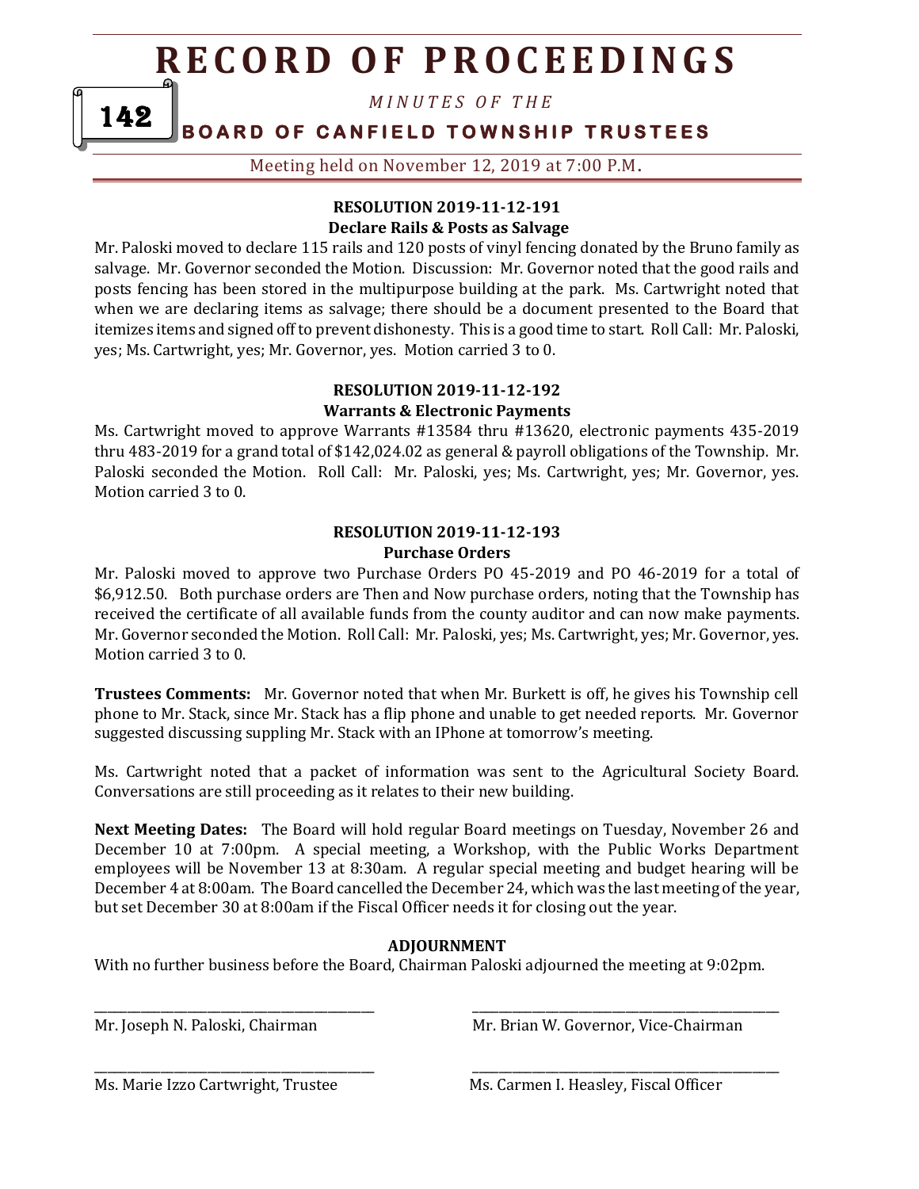**RESOLUTION 2019-11-12-191**
**Declare Rails & Posts as Salvage**

Mr. Paloski moved to declare 115 rails and 120 posts of vinyl fencing donated by the Bruno family as salvage. Mr. Governor seconded the Motion. Discussion: Mr. Governor noted that the good rails and posts fencing has been stored in the multipurpose building at the park. Ms. Cartwright noted that when we are declaring items as salvage; there should be a document presented to the Board that itemizes items and signed off to prevent dishonesty. This is a good time to start. Roll Call: Mr. Paloski, yes; Ms. Cartwright, yes; Mr. Governor, yes. Motion carried 3 to 0.

**RESOLUTION 2019-11-12-192**
**Warrants & Electronic Payments**

Ms. Cartwright moved to approve Warrants #13584 thru #13620, electronic payments 435-2019 thru 483-2019 for a grand total of $142,024.02 as general & payroll obligations of the Township. Mr. Paloski seconded the Motion. Roll Call: Mr. Paloski, yes; Ms. Cartwright, yes; Mr. Governor, yes. Motion carried 3 to 0.

**RESOLUTION 2019-11-12-193**
**Purchase Orders**

Mr. Paloski moved to approve two Purchase Orders PO 45-2019 and PO 46-2019 for a total of $6,912.50. Both purchase orders are Then and Now purchase orders, noting that the Township has received the certificate of all available funds from the county auditor and can now make payments. Mr. Governor seconded the Motion. Roll Call: Mr. Paloski, yes; Ms. Cartwright, yes; Mr. Governor, yes. Motion carried 3 to 0.

**Trustees Comments:** Mr. Governor noted that when Mr. Burkett is off, he gives his Township cell phone to Mr. Stack, since Mr. Stack has a flip phone and unable to get needed reports. Mr. Governor suggested discussing suppling Mr. Stack with an IPhone at tomorrow's meeting.

Ms. Cartwright noted that a packet of information was sent to the Agricultural Society Board. Conversations are still proceeding as it relates to their new building.

**Next Meeting Dates:** The Board will hold regular Board meetings on Tuesday, November 26 and December 10 at 7:00pm. A special meeting, a Workshop, with the Public Works Department employees will be November 13 at 8:30am. A regular special meeting and budget hearing will be December 4 at 8:00am. The Board cancelled the December 24, which was the last meeting of the year, but set December 30 at 8:00am if the Fiscal Officer needs it for closing out the year.

**ADJOURNMENT**

With no further business before the Board, Chairman Paloski adjourned the meeting at 9:02pm.

\_\_\_\_\_\_\_\_\_\_\_\_\_\_\_\_\_\_\_\_\_\_\_\_\_\_\_\_\_\_\_\_
Mr. Joseph N. Paloski, Chairman

\_\_\_\_\_\_\_\_\_\_\_\_\_\_\_\_\_\_\_\_\_\_\_\_\_\_\_\_\_\_\_\_
Mr. Brian W. Governor, Vice-Chairman

\_\_\_\_\_\_\_\_\_\_\_\_\_\_\_\_\_\_\_\_\_\_\_\_\_\_\_\_\_\_\_\_
Ms. Marie Izzo Cartwright, Trustee

\_\_\_\_\_\_\_\_\_\_\_\_\_\_\_\_\_\_\_\_\_\_\_\_\_\_\_\_\_\_\_\_
Ms. Carmen I. Heasley, Fiscal Officer